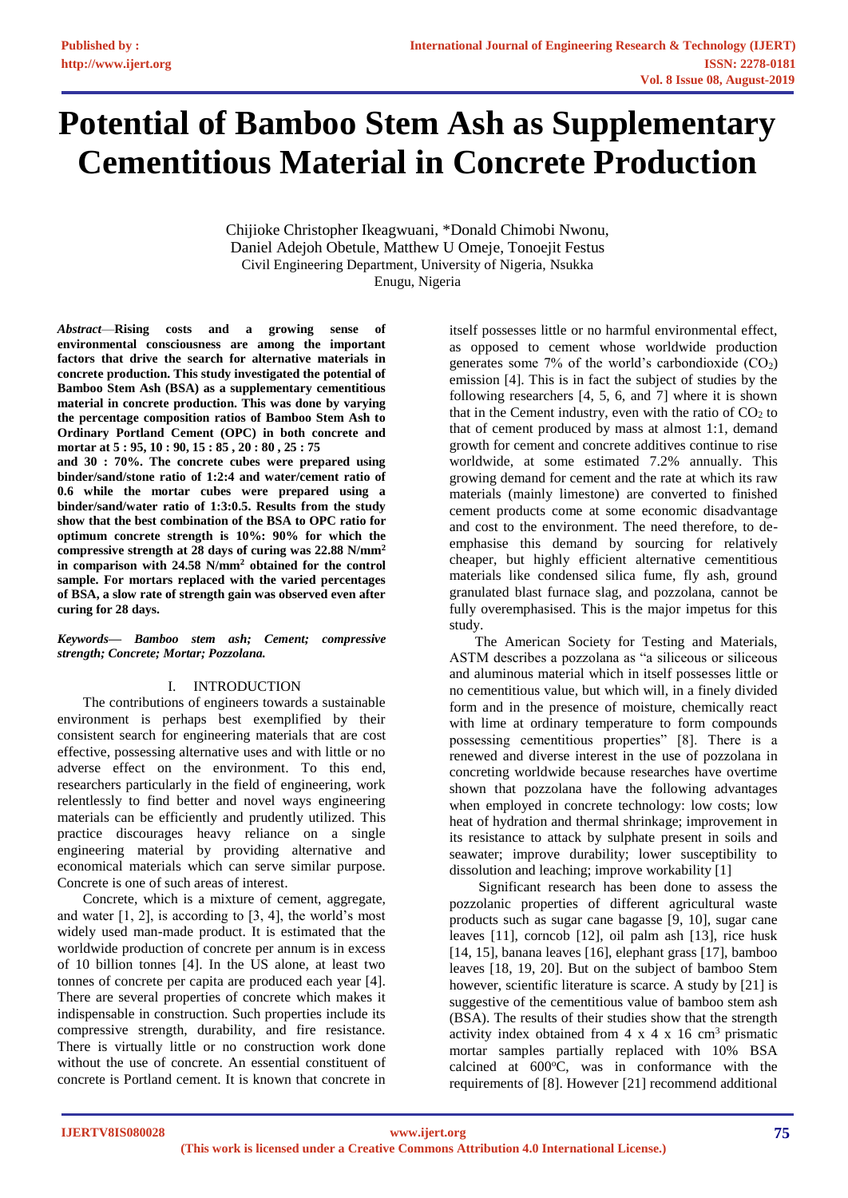# Potential of Bamboo Stem Ash as Supplementary Cementitious Material in Concrete Production

Chijioke Christopher Ikeagwuani, *Donald Chimobi Nwonu, Daniel Adejoh Obetule, Matthew U Omeje, Tonoejit Festus
Civil Engineering Department, University of Nigeria, Nsukka
Enugu, Nigeria

***Abstract*—Rising costs and a growing sense of environmental consciousness are among the important factors that drive the search for alternative materials in concrete production. This study investigated the potential of Bamboo Stem Ash (BSA) as a supplementary cementitious material in concrete production. This was done by varying the percentage composition ratios of Bamboo Stem Ash to Ordinary Portland Cement (OPC) in both concrete and mortar at 5 : 95, 10 : 90, 15 : 85 , 20 : 80 , 25 : 75 and 30 : 70%. The concrete cubes were prepared using binder/sand/stone ratio of 1:2:4 and water/cement ratio of 0.6 while the mortar cubes were prepared using a binder/sand/water ratio of 1:3:0.5. Results from the study show that the best combination of the BSA to OPC ratio for optimum concrete strength is 10%: 90% for which the compressive strength at 28 days of curing was 22.88 N/mm$^2$ in comparison with 24.58 N/mm$^2$ obtained for the control sample. For mortars replaced with the varied percentages of BSA, a slow rate of strength gain was observed even after curing for 28 days.**

***Keywords— Bamboo stem ash; Cement; compressive strength; Concrete; Mortar; Pozzolana.***

## I. INTRODUCTION

The contributions of engineers towards a sustainable environment is perhaps best exemplified by their consistent search for engineering materials that are cost effective, possessing alternative uses and with little or no adverse effect on the environment. To this end, researchers particularly in the field of engineering, work relentlessly to find better and novel ways engineering materials can be efficiently and prudently utilized. This practice discourages heavy reliance on a single engineering material by providing alternative and economical materials which can serve similar purpose. Concrete is one of such areas of interest.

Concrete, which is a mixture of cement, aggregate, and water [1, 2], is according to [3, 4], the world's most widely used man-made product. It is estimated that the worldwide production of concrete per annum is in excess of 10 billion tonnes [4]. In the US alone, at least two tonnes of concrete per capita are produced each year [4]. There are several properties of concrete which makes it indispensable in construction. Such properties include its compressive strength, durability, and fire resistance. There is virtually little or no construction work done without the use of concrete. An essential constituent of concrete is Portland cement. It is known that concrete in itself possesses little or no harmful environmental effect, as opposed to cement whose worldwide production generates some 7% of the world's carbondioxide ($CO_2$) emission [4]. This is in fact the subject of studies by the following researchers [4, 5, 6, and 7] where it is shown that in the Cement industry, even with the ratio of $CO_2$ to that of cement produced by mass at almost 1:1, demand growth for cement and concrete additives continue to rise worldwide, at some estimated 7.2% annually. This growing demand for cement and the rate at which its raw materials (mainly limestone) are converted to finished cement products come at some economic disadvantage and cost to the environment. The need therefore, to de-emphasise this demand by sourcing for relatively cheaper, but highly efficient alternative cementitious materials like condensed silica fume, fly ash, ground granulated blast furnace slag, and pozzolana, cannot be fully overemphasised. This is the major impetus for this study.

The American Society for Testing and Materials, ASTM describes a pozzolana as "a siliceous or siliceous and aluminous material which in itself possesses little or no cementitious value, but which will, in a finely divided form and in the presence of moisture, chemically react with lime at ordinary temperature to form compounds possessing cementitious properties" [8]. There is a renewed and diverse interest in the use of pozzolana in concreting worldwide because researches have overtime shown that pozzolana have the following advantages when employed in concrete technology: low costs; low heat of hydration and thermal shrinkage; improvement in its resistance to attack by sulphate present in soils and seawater; improve durability; lower susceptibility to dissolution and leaching; improve workability [1]

Significant research has been done to assess the pozzolanic properties of different agricultural waste products such as sugar cane bagasse [9, 10], sugar cane leaves [11], corncob [12], oil palm ash [13], rice husk [14, 15], banana leaves [16], elephant grass [17], bamboo leaves [18, 19, 20]. But on the subject of bamboo Stem however, scientific literature is scarce. A study by [21] is suggestive of the cementitious value of bamboo stem ash (BSA). The results of their studies show that the strength activity index obtained from 4 x 4 x 16 cm$^3$ prismatic mortar samples partially replaced with 10% BSA calcined at 600$^o$C, was in conformance with the requirements of [8]. However [21] recommend additional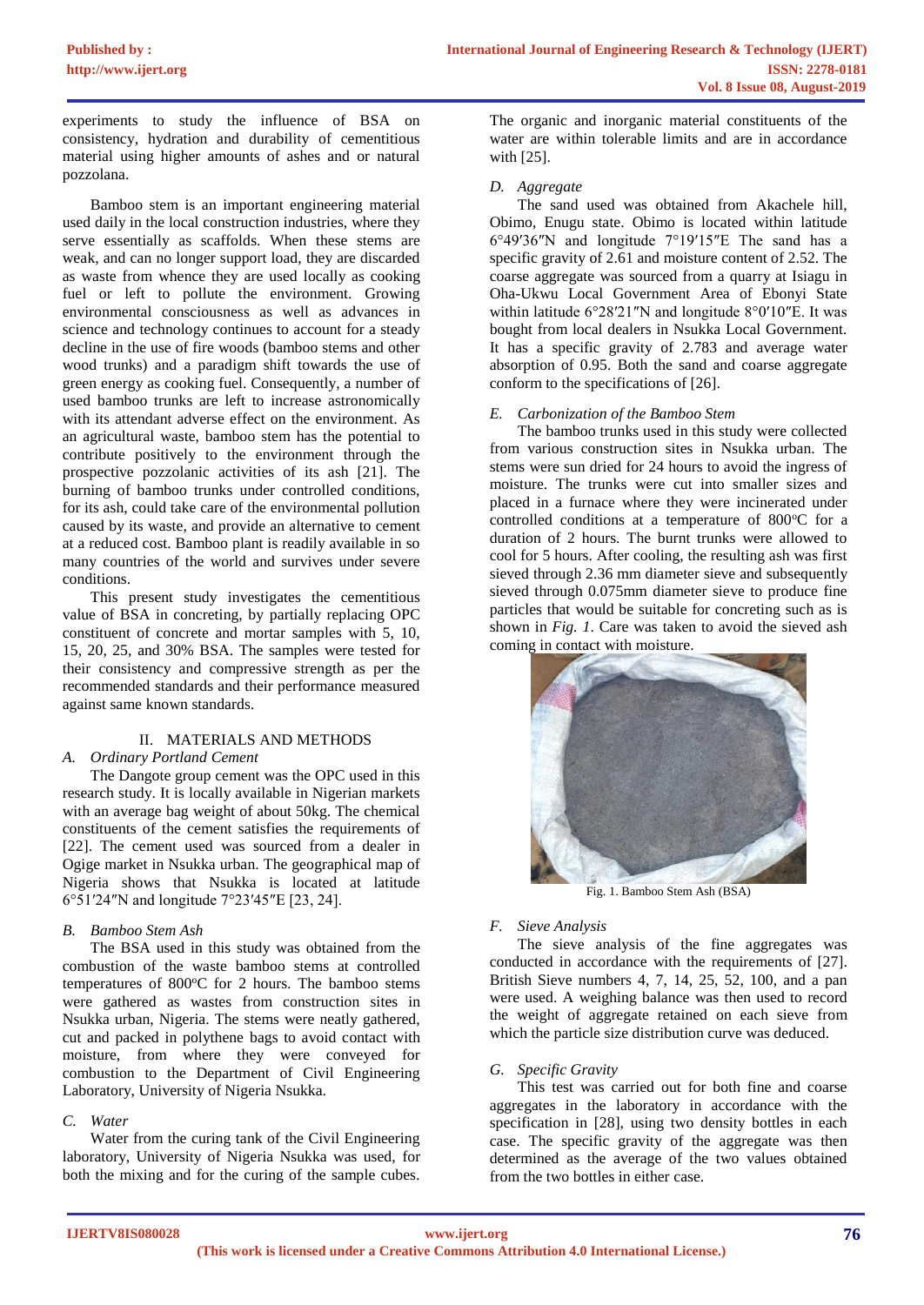experiments to study the influence of BSA on consistency, hydration and durability of cementitious material using higher amounts of ashes and or natural pozzolana.

Bamboo stem is an important engineering material used daily in the local construction industries, where they serve essentially as scaffolds. When these stems are weak, and can no longer support load, they are discarded as waste from whence they are used locally as cooking fuel or left to pollute the environment. Growing environmental consciousness as well as advances in science and technology continues to account for a steady decline in the use of fire woods (bamboo stems and other wood trunks) and a paradigm shift towards the use of green energy as cooking fuel. Consequently, a number of used bamboo trunks are left to increase astronomically with its attendant adverse effect on the environment. As an agricultural waste, bamboo stem has the potential to contribute positively to the environment through the prospective pozzolanic activities of its ash [21]. The burning of bamboo trunks under controlled conditions, for its ash, could take care of the environmental pollution caused by its waste, and provide an alternative to cement at a reduced cost. Bamboo plant is readily available in so many countries of the world and survives under severe conditions.

This present study investigates the cementitious value of BSA in concreting, by partially replacing OPC constituent of concrete and mortar samples with 5, 10, 15, 20, 25, and 30% BSA. The samples were tested for their consistency and compressive strength as per the recommended standards and their performance measured against same known standards.

## II. MATERIALS AND METHODS

### A. Ordinary Portland Cement

The Dangote group cement was the OPC used in this research study. It is locally available in Nigerian markets with an average bag weight of about 50kg. The chemical constituents of the cement satisfies the requirements of [22]. The cement used was sourced from a dealer in Ogige market in Nsukka urban. The geographical map of Nigeria shows that Nsukka is located at latitude 6°51′24″N and longitude 7°23′45″E [23, 24].

### B. Bamboo Stem Ash

The BSA used in this study was obtained from the combustion of the waste bamboo stems at controlled temperatures of 800$^o$C for 2 hours. The bamboo stems were gathered as wastes from construction sites in Nsukka urban, Nigeria. The stems were neatly gathered, cut and packed in polythene bags to avoid contact with moisture, from where they were conveyed for combustion to the Department of Civil Engineering Laboratory, University of Nigeria Nsukka.

### C. Water

Water from the curing tank of the Civil Engineering laboratory, University of Nigeria Nsukka was used, for both the mixing and for the curing of the sample cubes. The organic and inorganic material constituents of the water are within tolerable limits and are in accordance with [25].

### D. Aggregate

The sand used was obtained from Akachele hill, Obimo, Enugu state. Obimo is located within latitude 6°49′36″N and longitude 7°19′15″E The sand has a specific gravity of 2.61 and moisture content of 2.52. The coarse aggregate was sourced from a quarry at Isiagu in Oha-Ukwu Local Government Area of Ebonyi State within latitude 6°28′21″N and longitude 8°0′10″E. It was bought from local dealers in Nsukka Local Government. It has a specific gravity of 2.783 and average water absorption of 0.95. Both the sand and coarse aggregate conform to the specifications of [26].

### E. Carbonization of the Bamboo Stem

The bamboo trunks used in this study were collected from various construction sites in Nsukka urban. The stems were sun dried for 24 hours to avoid the ingress of moisture. The trunks were cut into smaller sizes and placed in a furnace where they were incinerated under controlled conditions at a temperature of 800$^o$C for a duration of 2 hours. The burnt trunks were allowed to cool for 5 hours. After cooling, the resulting ash was first sieved through 2.36 mm diameter sieve and subsequently sieved through 0.075mm diameter sieve to produce fine particles that would be suitable for concreting such as is shown in *Fig. 1*. Care was taken to avoid the sieved ash coming in contact with moisture.

Fig. 1. Bamboo Stem Ash (BSA)

### F. Sieve Analysis

The sieve analysis of the fine aggregates was conducted in accordance with the requirements of [27]. British Sieve numbers 4, 7, 14, 25, 52, 100, and a pan were used. A weighing balance was then used to record the weight of aggregate retained on each sieve from which the particle size distribution curve was deduced.

### G. Specific Gravity

This test was carried out for both fine and coarse aggregates in the laboratory in accordance with the specification in [28], using two density bottles in each case. The specific gravity of the aggregate was then determined as the average of the two values obtained from the two bottles in either case.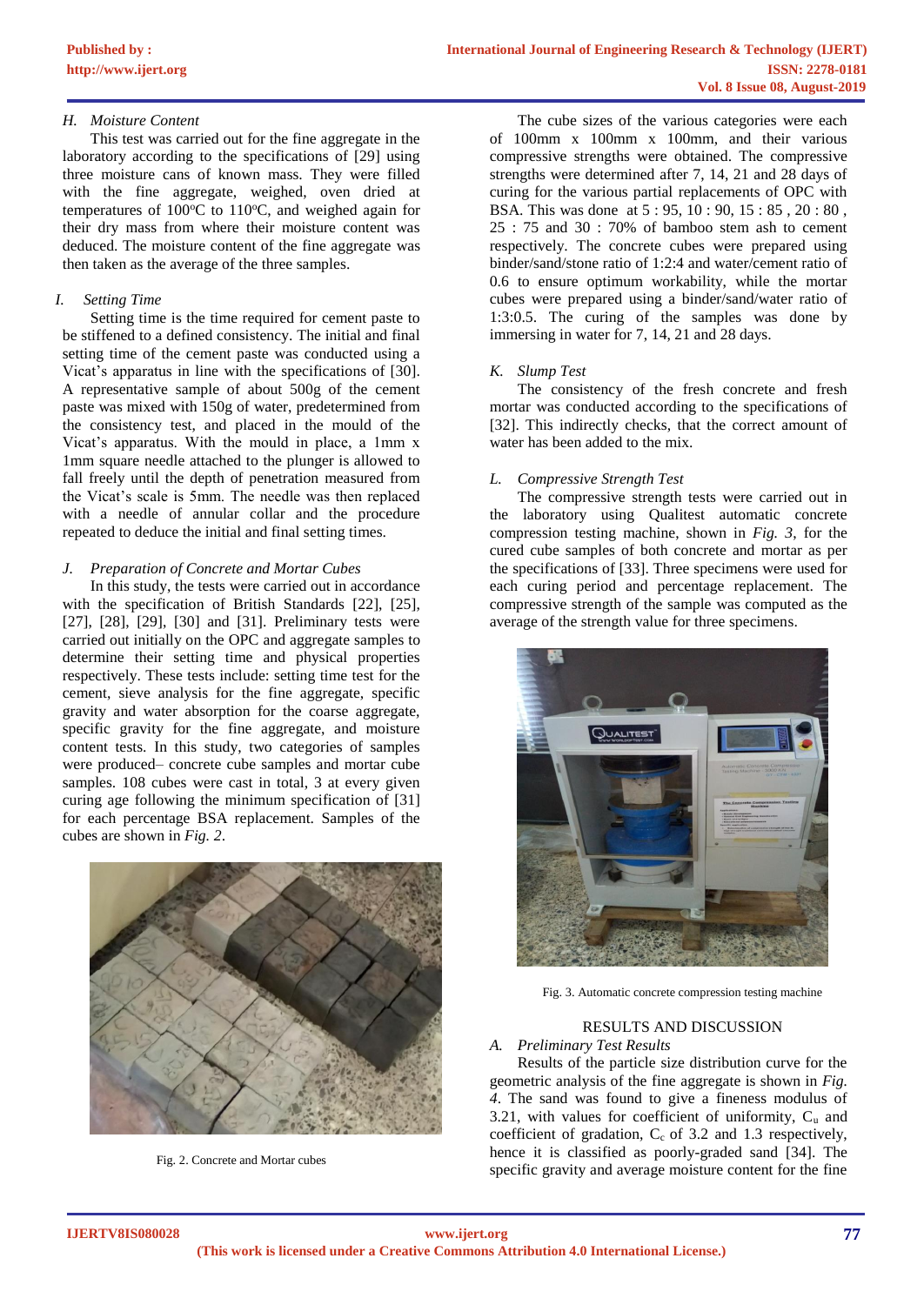### H. *Moisture Content*

This test was carried out for the fine aggregate in the laboratory according to the specifications of [29] using three moisture cans of known mass. They were filled with the fine aggregate, weighed, oven dried at temperatures of 100°C to 110°C, and weighed again for their dry mass from where their moisture content was deduced. The moisture content of the fine aggregate was then taken as the average of the three samples.

### I. *Setting Time*

Setting time is the time required for cement paste to be stiffened to a defined consistency. The initial and final setting time of the cement paste was conducted using a Vicat's apparatus in line with the specifications of [30]. A representative sample of about 500g of the cement paste was mixed with 150g of water, predetermined from the consistency test, and placed in the mould of the Vicat's apparatus. With the mould in place, a 1mm x 1mm square needle attached to the plunger is allowed to fall freely until the depth of penetration measured from the Vicat's scale is 5mm. The needle was then replaced with a needle of annular collar and the procedure repeated to deduce the initial and final setting times.

### J. *Preparation of Concrete and Mortar Cubes*

In this study, the tests were carried out in accordance with the specification of British Standards [22], [25], [27], [28], [29], [30] and [31]. Preliminary tests were carried out initially on the OPC and aggregate samples to determine their setting time and physical properties respectively. These tests include: setting time test for the cement, sieve analysis for the fine aggregate, specific gravity and water absorption for the coarse aggregate, specific gravity for the fine aggregate, and moisture content tests. In this study, two categories of samples were produced– concrete cube samples and mortar cube samples. 108 cubes were cast in total, 3 at every given curing age following the minimum specification of [31] for each percentage BSA replacement. Samples of the cubes are shown in *Fig. 2*.

Fig. 2. Concrete and Mortar cubes

The cube sizes of the various categories were each of 100mm x 100mm x 100mm, and their various compressive strengths were obtained. The compressive strengths were determined after 7, 14, 21 and 28 days of curing for the various partial replacements of OPC with BSA. This was done at 5 : 95, 10 : 90, 15 : 85 , 20 : 80 , 25 : 75 and 30 : 70% of bamboo stem ash to cement respectively. The concrete cubes were prepared using binder/sand/stone ratio of 1:2:4 and water/cement ratio of 0.6 to ensure optimum workability, while the mortar cubes were prepared using a binder/sand/water ratio of 1:3:0.5. The curing of the samples was done by immersing in water for 7, 14, 21 and 28 days.

### K. *Slump Test*

The consistency of the fresh concrete and fresh mortar was conducted according to the specifications of [32]. This indirectly checks, that the correct amount of water has been added to the mix.

### L. *Compressive Strength Test*

The compressive strength tests were carried out in the laboratory using Qualitest automatic concrete compression testing machine, shown in *Fig. 3*, for the cured cube samples of both concrete and mortar as per the specifications of [33]. Three specimens were used for each curing period and percentage replacement. The compressive strength of the sample was computed as the average of the strength value for three specimens.

Fig. 3. Automatic concrete compression testing machine

## RESULTS AND DISCUSSION

### A. *Preliminary Test Results*

Results of the particle size distribution curve for the geometric analysis of the fine aggregate is shown in *Fig. 4*. The sand was found to give a fineness modulus of 3.21, with values for coefficient of uniformity, $C_u$ and coefficient of gradation, $C_c$ of 3.2 and 1.3 respectively, hence it is classified as poorly-graded sand [34]. The specific gravity and average moisture content for the fine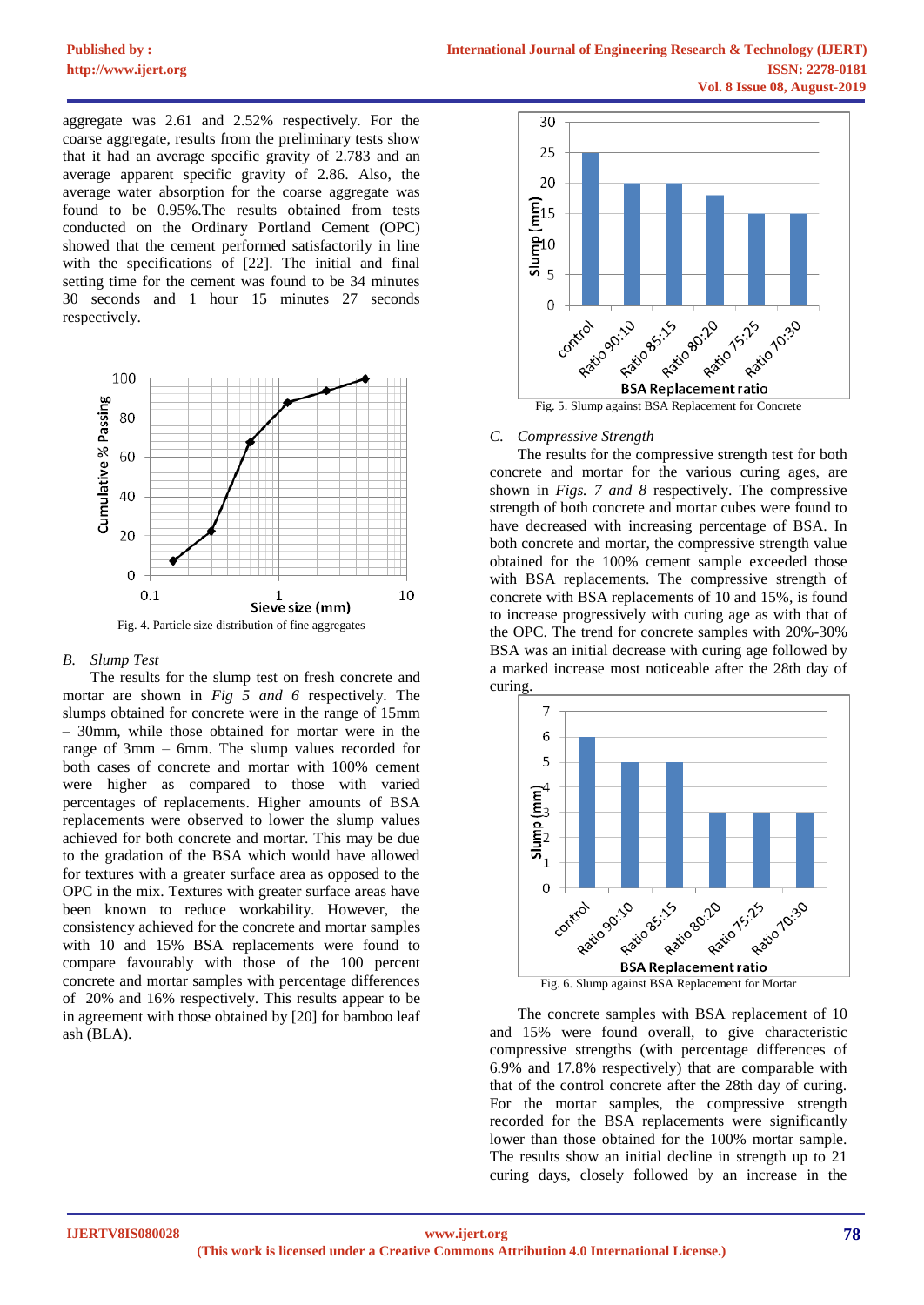aggregate was 2.61 and 2.52% respectively. For the coarse aggregate, results from the preliminary tests show that it had an average specific gravity of 2.783 and an average apparent specific gravity of 2.86. Also, the average water absorption for the coarse aggregate was found to be 0.95%.The results obtained from tests conducted on the Ordinary Portland Cement (OPC) showed that the cement performed satisfactorily in line with the specifications of [22]. The initial and final setting time for the cement was found to be 34 minutes 30 seconds and 1 hour 15 minutes 27 seconds respectively.

Fig. 4. Particle size distribution of fine aggregates

### B. *Slump Test*

The results for the slump test on fresh concrete and mortar are shown in *Fig 5 and 6* respectively. The slumps obtained for concrete were in the range of 15mm – 30mm, while those obtained for mortar were in the range of 3mm – 6mm. The slump values recorded for both cases of concrete and mortar with 100% cement were higher as compared to those with varied percentages of replacements. Higher amounts of BSA replacements were observed to lower the slump values achieved for both concrete and mortar. This may be due to the gradation of the BSA which would have allowed for textures with a greater surface area as opposed to the OPC in the mix. Textures with greater surface areas have been known to reduce workability. However, the consistency achieved for the concrete and mortar samples with 10 and 15% BSA replacements were found to compare favourably with those of the 100 percent concrete and mortar samples with percentage differences of 20% and 16% respectively. This results appear to be in agreement with those obtained by [20] for bamboo leaf ash (BLA).

Fig. 5. Slump against BSA Replacement for Concrete

### C. *Compressive Strength*

The results for the compressive strength test for both concrete and mortar for the various curing ages, are shown in *Figs. 7 and 8* respectively. The compressive strength of both concrete and mortar cubes were found to have decreased with increasing percentage of BSA. In both concrete and mortar, the compressive strength value obtained for the 100% cement sample exceeded those with BSA replacements. The compressive strength of concrete with BSA replacements of 10 and 15%, is found to increase progressively with curing age as with that of the OPC. The trend for concrete samples with 20%-30% BSA was an initial decrease with curing age followed by a marked increase most noticeable after the 28th day of curing.

Fig. 6. Slump against BSA Replacement for Mortar

The concrete samples with BSA replacement of 10 and 15% were found overall, to give characteristic compressive strengths (with percentage differences of 6.9% and 17.8% respectively) that are comparable with that of the control concrete after the 28th day of curing. For the mortar samples, the compressive strength recorded for the BSA replacements were significantly lower than those obtained for the 100% mortar sample. The results show an initial decline in strength up to 21 curing days, closely followed by an increase in the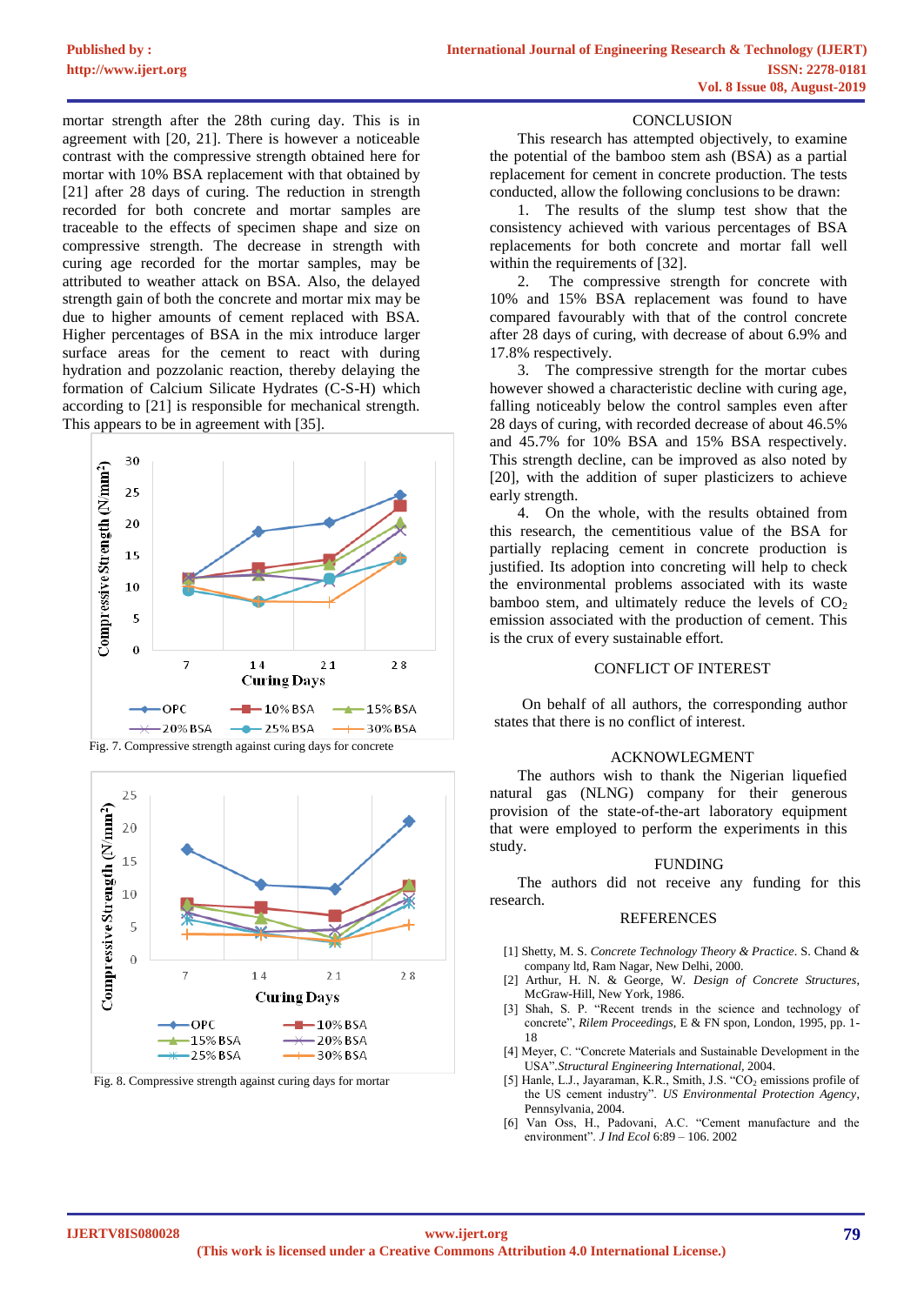mortar strength after the 28th curing day. This is in agreement with [20, 21]. There is however a noticeable contrast with the compressive strength obtained here for mortar with 10% BSA replacement with that obtained by [21] after 28 days of curing. The reduction in strength recorded for both concrete and mortar samples are traceable to the effects of specimen shape and size on compressive strength. The decrease in strength with curing age recorded for the mortar samples, may be attributed to weather attack on BSA. Also, the delayed strength gain of both the concrete and mortar mix may be due to higher amounts of cement replaced with BSA. Higher percentages of BSA in the mix introduce larger surface areas for the cement to react with during hydration and pozzolanic reaction, thereby delaying the formation of Calcium Silicate Hydrates (C-S-H) which according to [21] is responsible for mechanical strength. This appears to be in agreement with [35].

Fig. 7. Compressive strength against curing days for concrete

Fig. 8. Compressive strength against curing days for mortar

## CONCLUSION

This research has attempted objectively, to examine the potential of the bamboo stem ash (BSA) as a partial replacement for cement in concrete production. The tests conducted, allow the following conclusions to be drawn:

1. The results of the slump test show that the consistency achieved with various percentages of BSA replacements for both concrete and mortar fall well within the requirements of [32].
2. The compressive strength for concrete with 10% and 15% BSA replacement was found to have compared favourably with that of the control concrete after 28 days of curing, with decrease of about 6.9% and 17.8% respectively.
3. The compressive strength for the mortar cubes however showed a characteristic decline with curing age, falling noticeably below the control samples even after 28 days of curing, with recorded decrease of about 46.5% and 45.7% for 10% BSA and 15% BSA respectively. This strength decline, can be improved as also noted by [20], with the addition of super plasticizers to achieve early strength.
4. On the whole, with the results obtained from this research, the cementitious value of the BSA for partially replacing cement in concrete production is justified. Its adoption into concreting will help to check the environmental problems associated with its waste bamboo stem, and ultimately reduce the levels of $CO_2$ emission associated with the production of cement. This is the crux of every sustainable effort.

## CONFLICT OF INTEREST

On behalf of all authors, the corresponding author states that there is no conflict of interest.

## ACKNOWLEGMENT

The authors wish to thank the Nigerian liquefied natural gas (NLNG) company for their generous provision of the state-of-the-art laboratory equipment that were employed to perform the experiments in this study.

## FUNDING

The authors did not receive any funding for this research.

## REFERENCES

[1] Shetty, M. S. *Concrete Technology Theory & Practice*. S. Chand & company ltd, Ram Nagar, New Delhi, 2000.

[2] Arthur, H. N. & George, W. *Design of Concrete Structures*, McGraw-Hill, New York, 1986.

[3] Shah, S. P. "Recent trends in the science and technology of concrete", *Rilem Proceedings*, E & FN spon, London, 1995, pp. 1-18

[4] Meyer, C. "Concrete Materials and Sustainable Development in the USA".*Structural Engineering International*, 2004.

[5] Hanle, L.J., Jayaraman, K.R., Smith, J.S. "$CO_2$ emissions profile of the US cement industry". *US Environmental Protection Agency*, Pennsylvania, 2004.

[6] Van Oss, H., Padovani, A.C. "Cement manufacture and the environment". *J Ind Ecol* 6:89 – 106. 2002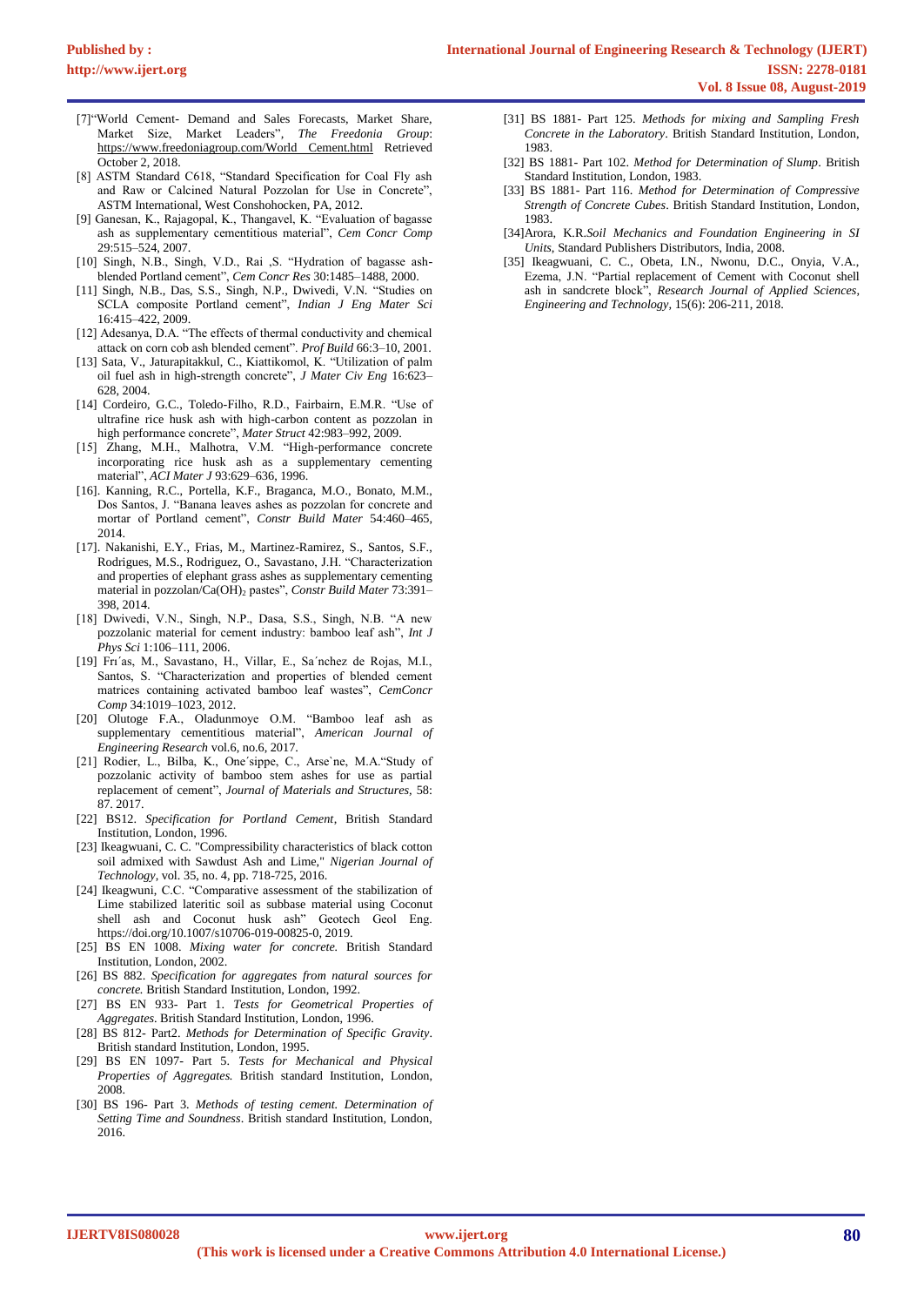[7]"World Cement- Demand and Sales Forecasts, Market Share, Market Size, Market Leaders", *The Freedonia Group*: https://www.freedoniagroup.com/World_Cement.html Retrieved October 2, 2018.

[8] ASTM Standard C618, "Standard Specification for Coal Fly ash and Raw or Calcined Natural Pozzolan for Use in Concrete", ASTM International, West Conshohocken, PA, 2012.

[9] Ganesan, K., Rajagopal, K., Thangavel, K. "Evaluation of bagasse ash as supplementary cementitious material", *Cem Concr Comp* 29:515–524, 2007.

[10] Singh, N.B., Singh, V.D., Rai ,S. "Hydration of bagasse ash-blended Portland cement", *Cem Concr Res* 30:1485–1488, 2000.

[11] Singh, N.B., Das, S.S., Singh, N.P., Dwivedi, V.N. "Studies on SCLA composite Portland cement", *Indian J Eng Mater Sci* 16:415–422, 2009.

[12] Adesanya, D.A. "The effects of thermal conductivity and chemical attack on corn cob ash blended cement". *Prof Build* 66:3–10, 2001.

[13] Sata, V., Jaturapitakkul, C., Kiattikomol, K. "Utilization of palm oil fuel ash in high-strength concrete", *J Mater Civ Eng* 16:623–628, 2004.

[14] Cordeiro, G.C., Toledo-Filho, R.D., Fairbairn, E.M.R. "Use of ultrafine rice husk ash with high-carbon content as pozzolan in high performance concrete", *Mater Struct* 42:983–992, 2009.

[15] Zhang, M.H., Malhotra, V.M. "High-performance concrete incorporating rice husk ash as a supplementary cementing material", *ACI Mater J* 93:629–636, 1996.

[16]. Kanning, R.C., Portella, K.F., Braganca, M.O., Bonato, M.M., Dos Santos, J. "Banana leaves ashes as pozzolan for concrete and mortar of Portland cement", *Constr Build Mater* 54:460–465, 2014.

[17]. Nakanishi, E.Y., Frias, M., Martinez-Ramirez, S., Santos, S.F., Rodrigues, M.S., Rodriguez, O., Savastano, J.H. "Characterization and properties of elephant grass ashes as supplementary cementing material in pozzolan/Ca(OH)$_2$ pastes", *Constr Build Mater* 73:391–398, 2014.

[18] Dwivedi, V.N., Singh, N.P., Dasa, S.S., Singh, N.B. "A new pozzolanic material for cement industry: bamboo leaf ash", *Int J Phys Sci* 1:106–111, 2006.

[19] Frı´as, M., Savastano, H., Villar, E., Sa´nchez de Rojas, M.I., Santos, S. "Characterization and properties of blended cement matrices containing activated bamboo leaf wastes", *CemConcr Comp* 34:1019–1023, 2012.

[20] Olutoge F.A., Oladunmoye O.M. "Bamboo leaf ash as supplementary cementitious material", *American Journal of Engineering Research* vol.6, no.6, 2017.

[21] Rodier, L., Bilba, K., One´sippe, C., Arse`ne, M.A."Study of pozzolanic activity of bamboo stem ashes for use as partial replacement of cement", *Journal of Materials and Structures*, 58: 87. 2017.

[22] BS12. *Specification for Portland Cement*, British Standard Institution, London, 1996.

[23] Ikeagwuani, C. C. "Compressibility characteristics of black cotton soil admixed with Sawdust Ash and Lime," *Nigerian Journal of Technology*, vol. 35, no. 4, pp. 718-725, 2016.

[24] Ikeagwuni, C.C. "Comparative assessment of the stabilization of Lime stabilized lateritic soil as subbase material using Coconut shell ash and Coconut husk ash" Geotech Geol Eng. https://doi.org/10.1007/s10706-019-00825-0, 2019.

[25] BS EN 1008. *Mixing water for concrete.* British Standard Institution, London, 2002.

[26] BS 882. *Specification for aggregates from natural sources for concrete.* British Standard Institution, London, 1992.

[27] BS EN 933- Part 1. *Tests for Geometrical Properties of Aggregates*. British Standard Institution, London, 1996.

[28] BS 812- Part2. *Methods for Determination of Specific Gravity*. British standard Institution, London, 1995.

[29] BS EN 1097- Part 5. *Tests for Mechanical and Physical Properties of Aggregates.* British standard Institution, London, 2008.

[30] BS 196- Part 3. *Methods of testing cement. Determination of Setting Time and Soundness*. British standard Institution, London, 2016.

[31] BS 1881- Part 125. *Methods for mixing and Sampling Fresh Concrete in the Laboratory*. British Standard Institution, London, 1983.

[32] BS 1881- Part 102. *Method for Determination of Slump*. British Standard Institution, London, 1983.

[33] BS 1881- Part 116. *Method for Determination of Compressive Strength of Concrete Cubes*. British Standard Institution, London, 1983.

[34]Arora, K.R.*Soil Mechanics and Foundation Engineering in SI Units*, Standard Publishers Distributors, India, 2008.

[35] Ikeagwuani, C. C., Obeta, I.N., Nwonu, D.C., Onyia, V.A., Ezema, J.N. "Partial replacement of Cement with Coconut shell ash in sandcrete block", *Research Journal of Applied Sciences, Engineering and Technology*, 15(6): 206-211, 2018.